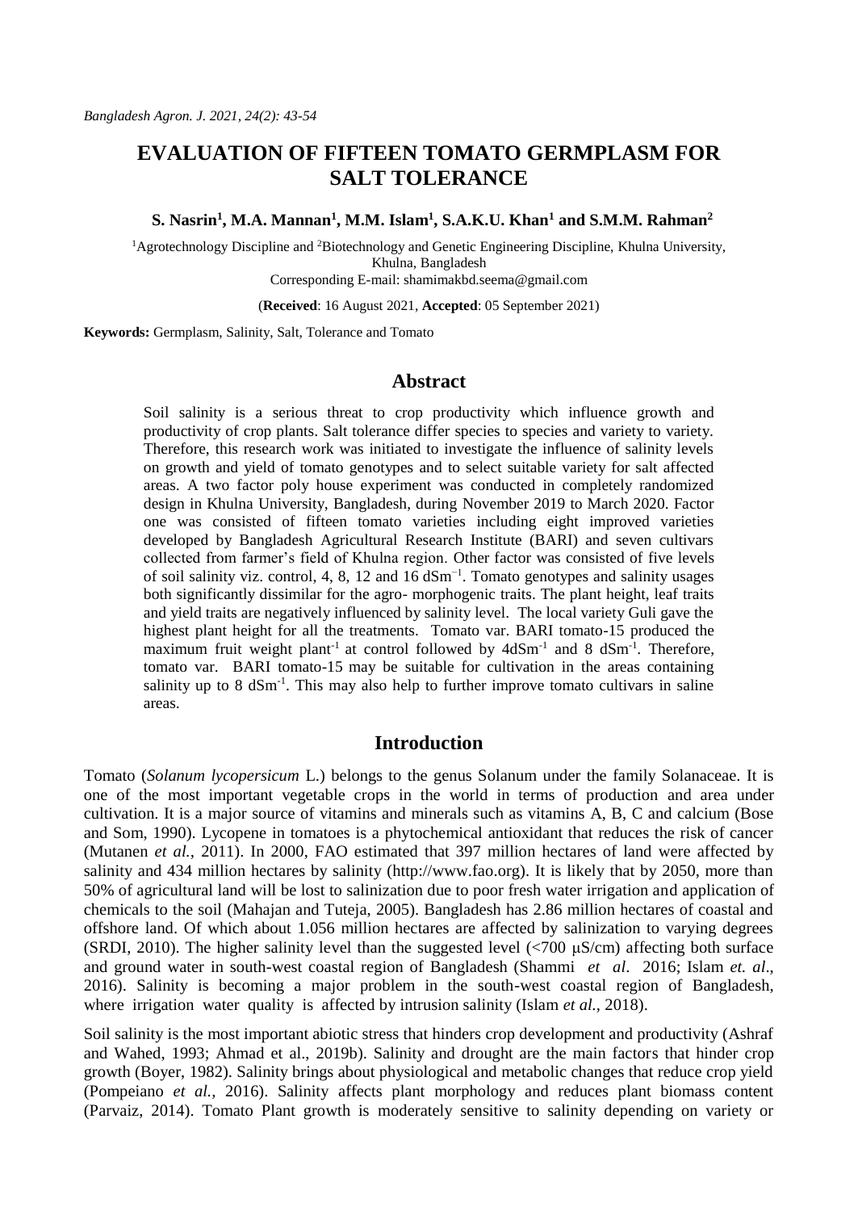# EVALUATION OF FIFTEEN TOMATO GERMPLASM FOR SALT TOLERANCE

**S. Nasrin[1], M.A. Mannan[1], M.M. Islam[1], S.A.K.U. Khan[1] and S.M.M. Rahman[2]**

[1]Agrotechnology Discipline and [2]Biotechnology and Genetic Engineering Discipline, Khulna University, Khulna, Bangladesh

Corresponding E-mail: shamimakbd.seema@gmail.com

(**Received**: 16 August 2021, **Accepted**: 05 September 2021)

**Keywords:** Germplasm, Salinity, Salt, Tolerance and Tomato

## Abstract

Soil salinity is a serious threat to crop productivity which influence growth and productivity of crop plants. Salt tolerance differ species to species and variety to variety. Therefore, this research work was initiated to investigate the influence of salinity levels on growth and yield of tomato genotypes and to select suitable variety for salt affected areas. A two factor poly house experiment was conducted in completely randomized design in Khulna University, Bangladesh, during November 2019 to March 2020. Factor one was consisted of fifteen tomato varieties including eight improved varieties developed by Bangladesh Agricultural Research Institute (BARI) and seven cultivars collected from farmer's field of Khulna region. Other factor was consisted of five levels of soil salinity viz. control, 4, 8, 12 and 16 $dSm^{-1}$. Tomato genotypes and salinity usages both significantly dissimilar for the agro- morphogenic traits. The plant height, leaf traits and yield traits are negatively influenced by salinity level. The local variety Guli gave the highest plant height for all the treatments. Tomato var. BARI tomato-15 produced the maximum fruit weight $plant^{-1}$ at control followed by $4dSm^{-1}$ and 8 $dSm^{-1}$. Therefore, tomato var. BARI tomato-15 may be suitable for cultivation in the areas containing salinity up to 8 $dSm^{-1}$. This may also help to further improve tomato cultivars in saline areas.

## Introduction

Tomato (*Solanum lycopersicum* L.) belongs to the genus Solanum under the family Solanaceae. It is one of the most important vegetable crops in the world in terms of production and area under cultivation. It is a major source of vitamins and minerals such as vitamins A, B, C and calcium (Bose and Som, 1990). Lycopene in tomatoes is a phytochemical antioxidant that reduces the risk of cancer (Mutanen *et al.,* 2011). In 2000, FAO estimated that 397 million hectares of land were affected by salinity and 434 million hectares by salinity (http://www.fao.org). It is likely that by 2050, more than 50% of agricultural land will be lost to salinization due to poor fresh water irrigation and application of chemicals to the soil (Mahajan and Tuteja, 2005). Bangladesh has 2.86 million hectares of coastal and offshore land. Of which about 1.056 million hectares are affected by salinization to varying degrees (SRDI, 2010). The higher salinity level than the suggested level (<700 μS/cm) affecting both surface and ground water in south-west coastal region of Bangladesh (Shammi *et al*. 2016; Islam *et. al*., 2016). Salinity is becoming a major problem in the south-west coastal region of Bangladesh, where irrigation water quality is affected by intrusion salinity (Islam *et al.,* 2018).

Soil salinity is the most important abiotic stress that hinders crop development and productivity (Ashraf and Wahed, 1993; Ahmad et al., 2019b). Salinity and drought are the main factors that hinder crop growth (Boyer, 1982). Salinity brings about physiological and metabolic changes that reduce crop yield (Pompeiano *et al.,* 2016). Salinity affects plant morphology and reduces plant biomass content (Parvaiz, 2014). Tomato Plant growth is moderately sensitive to salinity depending on variety or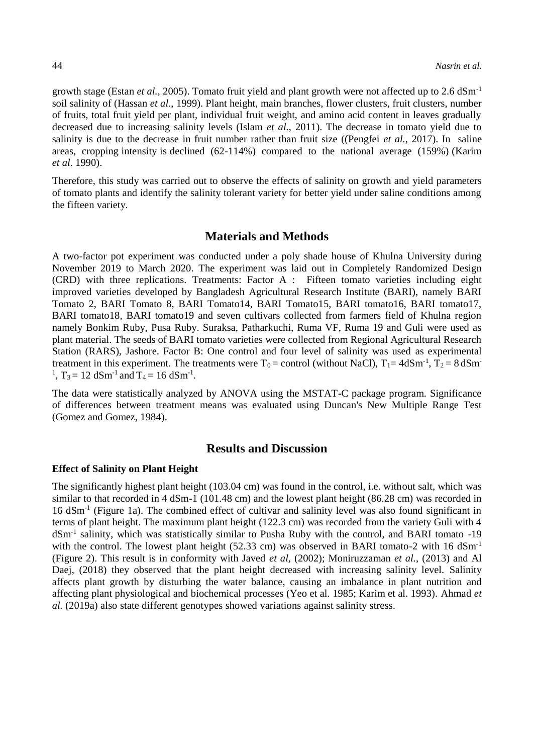growth stage (Estan *et al.,* 2005). Tomato fruit yield and plant growth were not affected up to 2.6 $dSm^{-1}$ soil salinity of (Hassan *et al*., 1999). Plant height, main branches, flower clusters, fruit clusters, number of fruits, total fruit yield per plant, individual fruit weight, and amino acid content in leaves gradually decreased due to increasing salinity levels (Islam *et al.,* 2011). The decrease in tomato yield due to salinity is due to the decrease in fruit number rather than fruit size ((Pengfei *et al.,* 2017). In saline areas, cropping intensity is declined (62-114%) compared to the national average (159%) (Karim *et al*. 1990).

Therefore, this study was carried out to observe the effects of salinity on growth and yield parameters of tomato plants and identify the salinity tolerant variety for better yield under saline conditions among the fifteen variety.

## Materials and Methods

A two-factor pot experiment was conducted under a poly shade house of Khulna University during November 2019 to March 2020. The experiment was laid out in Completely Randomized Design (CRD) with three replications. Treatments: Factor A : Fifteen tomato varieties including eight improved varieties developed by Bangladesh Agricultural Research Institute (BARI), namely BARI Tomato 2, BARI Tomato 8, BARI Tomato14, BARI Tomato15, BARI tomato16, BARI tomato17, BARI tomato18, BARI tomato19 and seven cultivars collected from farmers field of Khulna region namely Bonkim Ruby, Pusa Ruby. Suraksa, Patharkuchi, Ruma VF, Ruma 19 and Guli were used as plant material. The seeds of BARI tomato varieties were collected from Regional Agricultural Research Station (RARS), Jashore. Factor B: One control and four level of salinity was used as experimental treatment in this experiment. The treatments were $T_0$ = control (without NaCl), $T_1$= 4$dSm^{-1}$, $T_2$ = 8 $dSm^{-1}$, $T_3$ = 12 $dSm^{-1}$ and $T_4$ = 16 $dSm^{-1}$.

The data were statistically analyzed by ANOVA using the MSTAT-C package program. Significance of differences between treatment means was evaluated using Duncan's New Multiple Range Test (Gomez and Gomez, 1984).

## Results and Discussion

### Effect of Salinity on Plant Height

The significantly highest plant height (103.04 cm) was found in the control, i.e. without salt, which was similar to that recorded in 4 dSm-1 (101.48 cm) and the lowest plant height (86.28 cm) was recorded in 16 $dSm^{-1}$ (Figure 1a). The combined effect of cultivar and salinity level was also found significant in terms of plant height. The maximum plant height (122.3 cm) was recorded from the variety Guli with 4 $dSm^{-1}$ salinity, which was statistically similar to Pusha Ruby with the control, and BARI tomato -19 with the control. The lowest plant height (52.33 cm) was observed in BARI tomato-2 with 16 $dSm^{-1}$ (Figure 2). This result is in conformity with Javed *et al*, (2002); Moniruzzaman *et al.*, (2013) and Al Daej, (2018) they observed that the plant height decreased with increasing salinity level. Salinity affects plant growth by disturbing the water balance, causing an imbalance in plant nutrition and affecting plant physiological and biochemical processes (Yeo et al. 1985; Karim et al. 1993). Ahmad *et al.* (2019a) also state different genotypes showed variations against salinity stress.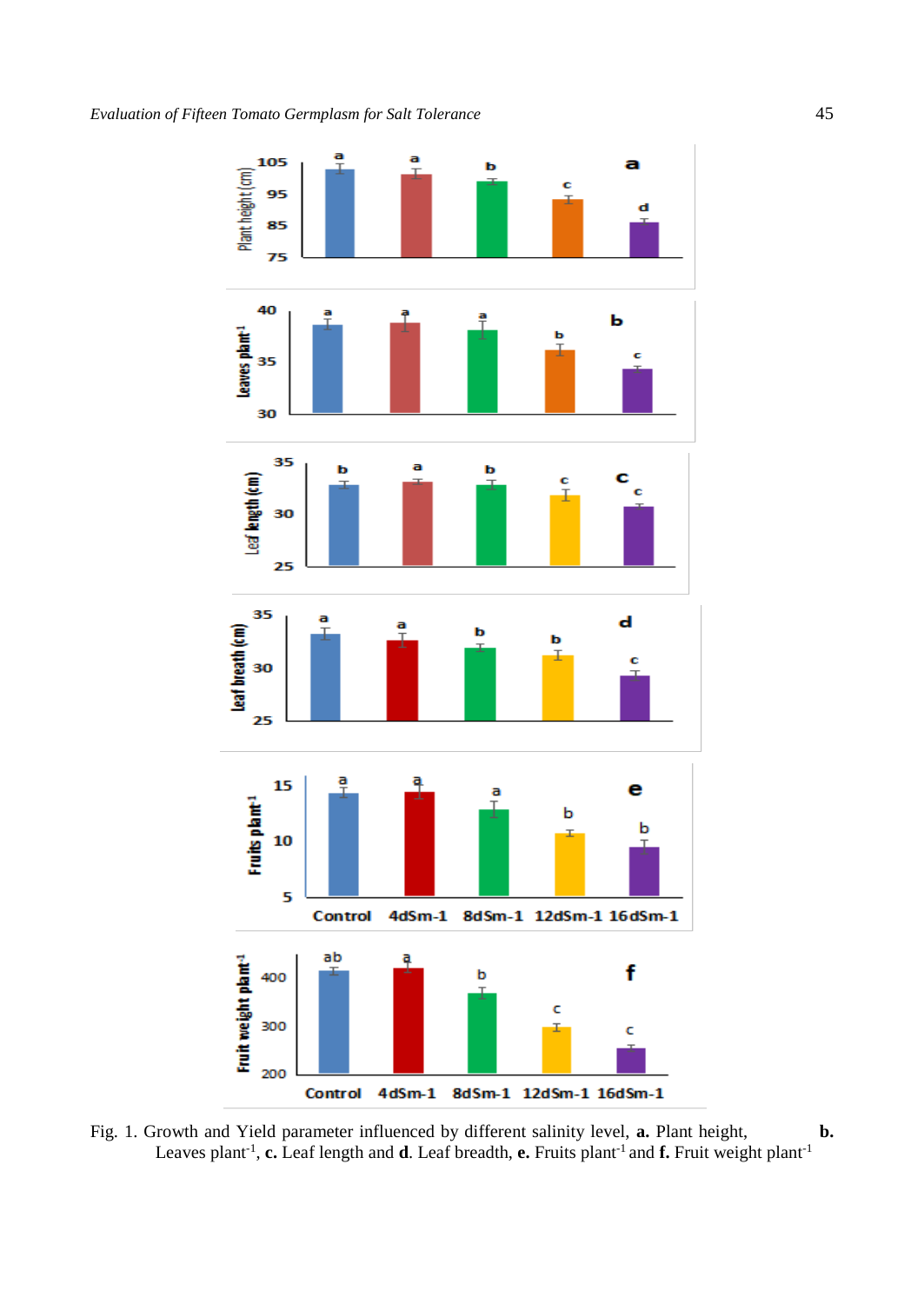a

Plant height (cm)

105
95
85
75

a a b c d

b

Leaves plant$^{-1}$

40
35
30

a a a b c

c

Leaf length (cm)

35
30
25

b a b c c

d

Leaf breath (cm)

35
30
25

a a b b c

e

Fruits plant$^{-1}$

15
10
5

a a a b b

Control 4dSm-1 8dSm-1 12dSm-1 16dSm-1

f

Fruit weight plant$^{-1}$

400
300
200

ab a b c c

Control 4dSm-1 8dSm-1 12dSm-1 16dSm-1

Fig. 1. Growth and Yield parameter influenced by different salinity level, **a.** Plant height, **b.** Leaves plant$^{-1}$, **c.** Leaf length and **d**. Leaf breadth, **e.** Fruits plant$^{-1}$ and **f.** Fruit weight plant$^{-1}$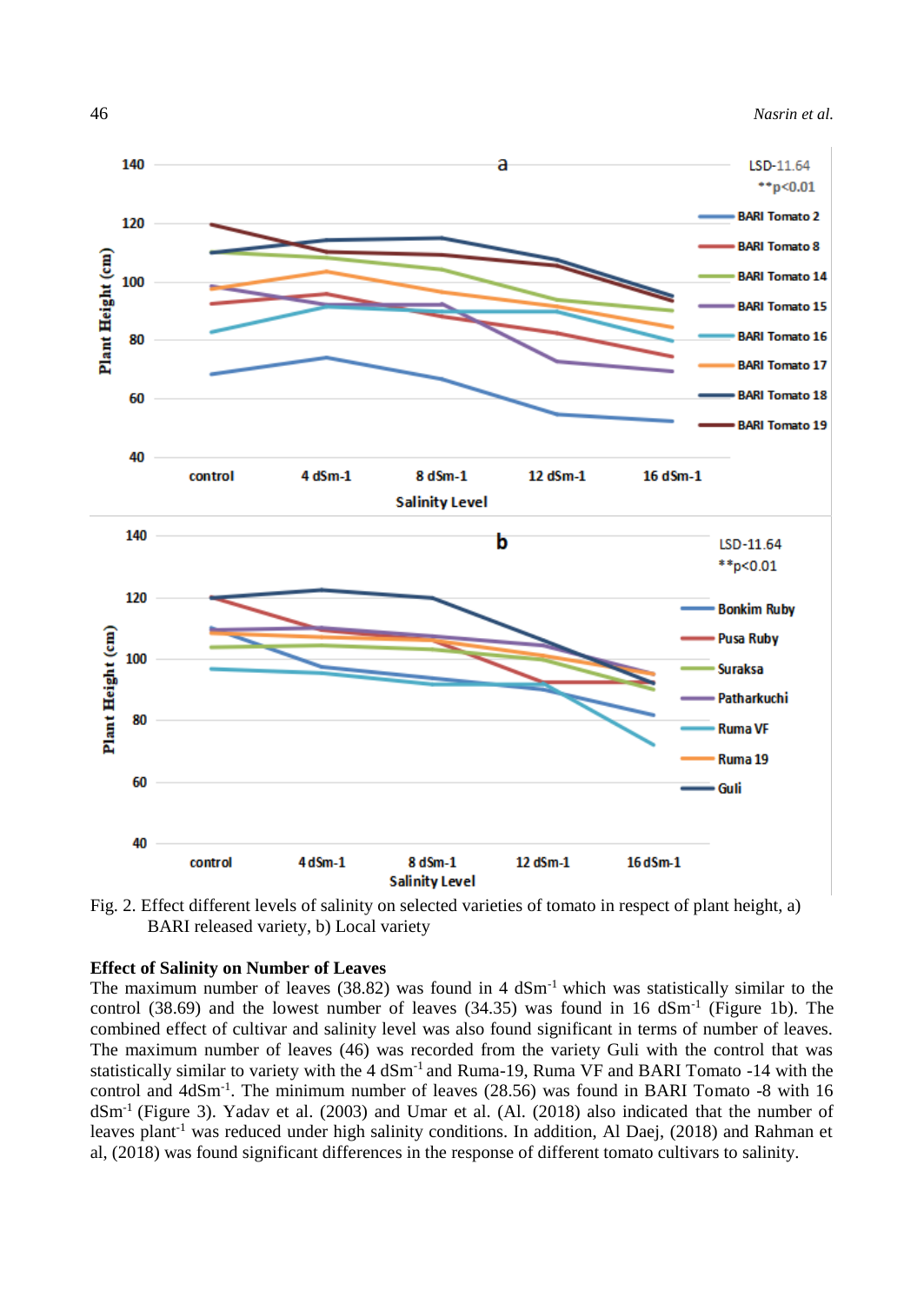a

LSD-11.64

**p<0.01

Plant Height (cm)

140

120

100

80

60

40

control

4 dSm-1

8 dSm-1

12 dSm-1

16 dSm-1

Salinity Level

BARI Tomato 2

BARI Tomato 8

BARI Tomato 14

BARI Tomato 15

BARI Tomato 16

BARI Tomato 17

BARI Tomato 18

BARI Tomato 19

b

LSD-11.64

**p<0.01

Plant Height (cm)

140

120

100

80

60

40

control

4 dSm-1

8 dSm-1

12 dSm-1

16 dSm-1

Salinity Level

Bonkim Ruby

Pusa Ruby

Suraksa

Patharkuchi

Ruma VF

Ruma 19

Guli

Fig. 2. Effect different levels of salinity on selected varieties of tomato in respect of plant height, a) BARI released variety, b) Local variety

**Effect of Salinity on Number of Leaves**

The maximum number of leaves (38.82) was found in 4 $dSm^{-1}$ which was statistically similar to the control (38.69) and the lowest number of leaves (34.35) was found in 16 $dSm^{-1}$ (Figure 1b). The combined effect of cultivar and salinity level was also found significant in terms of number of leaves. The maximum number of leaves (46) was recorded from the variety Guli with the control that was statistically similar to variety with the 4 $dSm^{-1}$ and Ruma-19, Ruma VF and BARI Tomato -14 with the control and 4$dSm^{-1}$. The minimum number of leaves (28.56) was found in BARI Tomato -8 with 16 $dSm^{-1}$ (Figure 3). Yadav et al. (2003) and Umar et al. (Al. (2018) also indicated that the number of leaves $plant^{-1}$ was reduced under high salinity conditions. In addition, Al Daej, (2018) and Rahman et al, (2018) was found significant differences in the response of different tomato cultivars to salinity.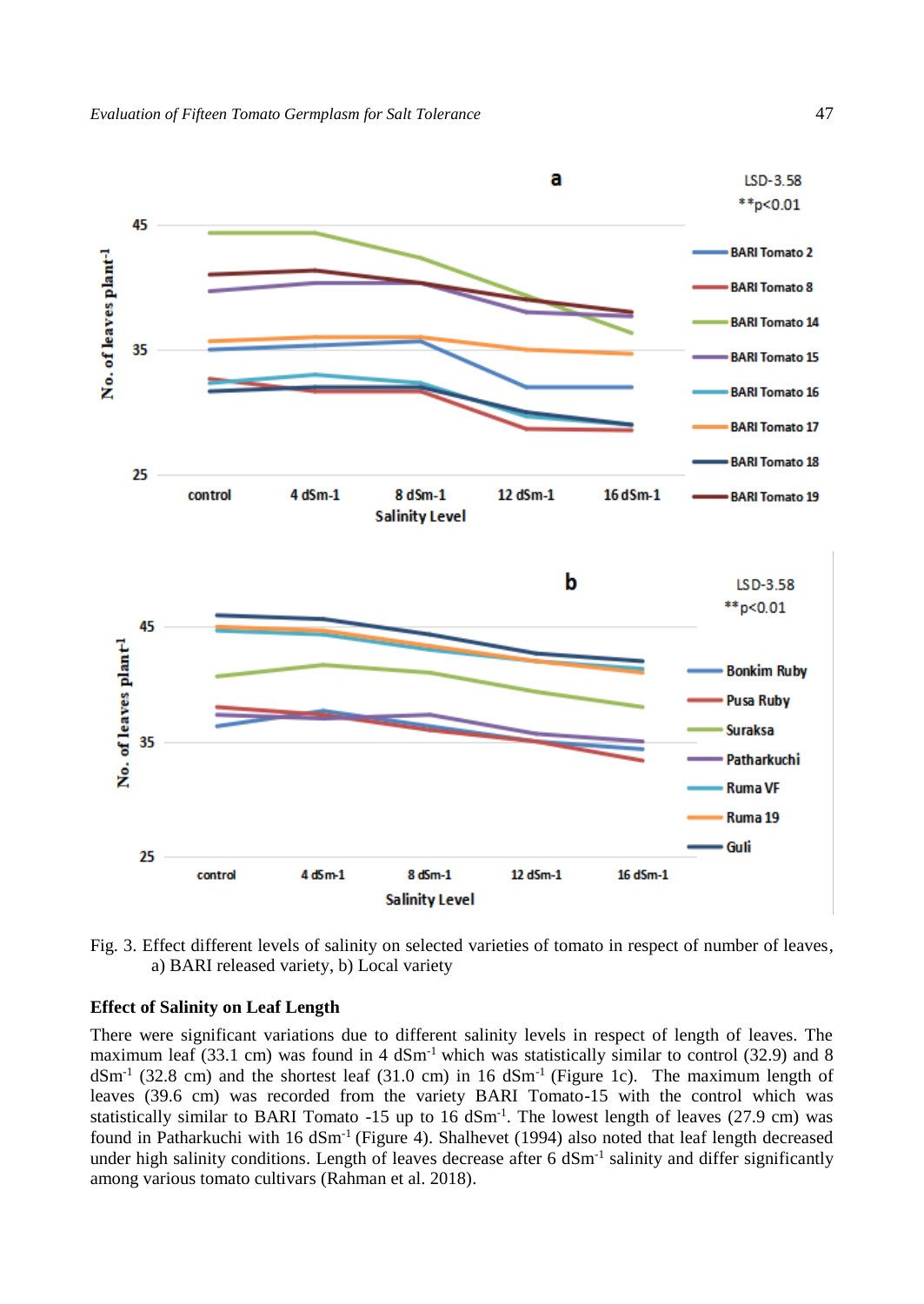a

LSD-3.58
**p<0.01

45
35
25

No. of leaves plant-1

control
4 dSm-1
8 dSm-1
12 dSm-1
16 dSm-1

Salinity Level

BARI Tomato 2
BARI Tomato 8
BARI Tomato 14
BARI Tomato 15
BARI Tomato 16
BARI Tomato 17
BARI Tomato 18
BARI Tomato 19

b

LSD-3.58
**p<0.01

45
35
25

No. of leaves plant-1

control
4 dSm-1
8 dSm-1
12 dSm-1
16 dSm-1

Salinity Level

Bonkim Ruby
Pusa Ruby
Suraksa
Patharkuchi
Ruma VF
Ruma 19
Guli

Fig. 3. Effect different levels of salinity on selected varieties of tomato in respect of number of leaves, a) BARI released variety, b) Local variety

### Effect of Salinity on Leaf Length

There were significant variations due to different salinity levels in respect of length of leaves. The maximum leaf (33.1 cm) was found in 4 $dSm^{-1}$ which was statistically similar to control (32.9) and 8 $dSm^{-1}$ (32.8 cm) and the shortest leaf (31.0 cm) in 16 $dSm^{-1}$ (Figure 1c). The maximum length of leaves (39.6 cm) was recorded from the variety BARI Tomato-15 with the control which was statistically similar to BARI Tomato -15 up to 16 $dSm^{-1}$. The lowest length of leaves (27.9 cm) was found in Patharkuchi with 16 $dSm^{-1}$ (Figure 4). Shalhevet (1994) also noted that leaf length decreased under high salinity conditions. Length of leaves decrease after 6 $dSm^{-1}$ salinity and differ significantly among various tomato cultivars (Rahman et al. 2018).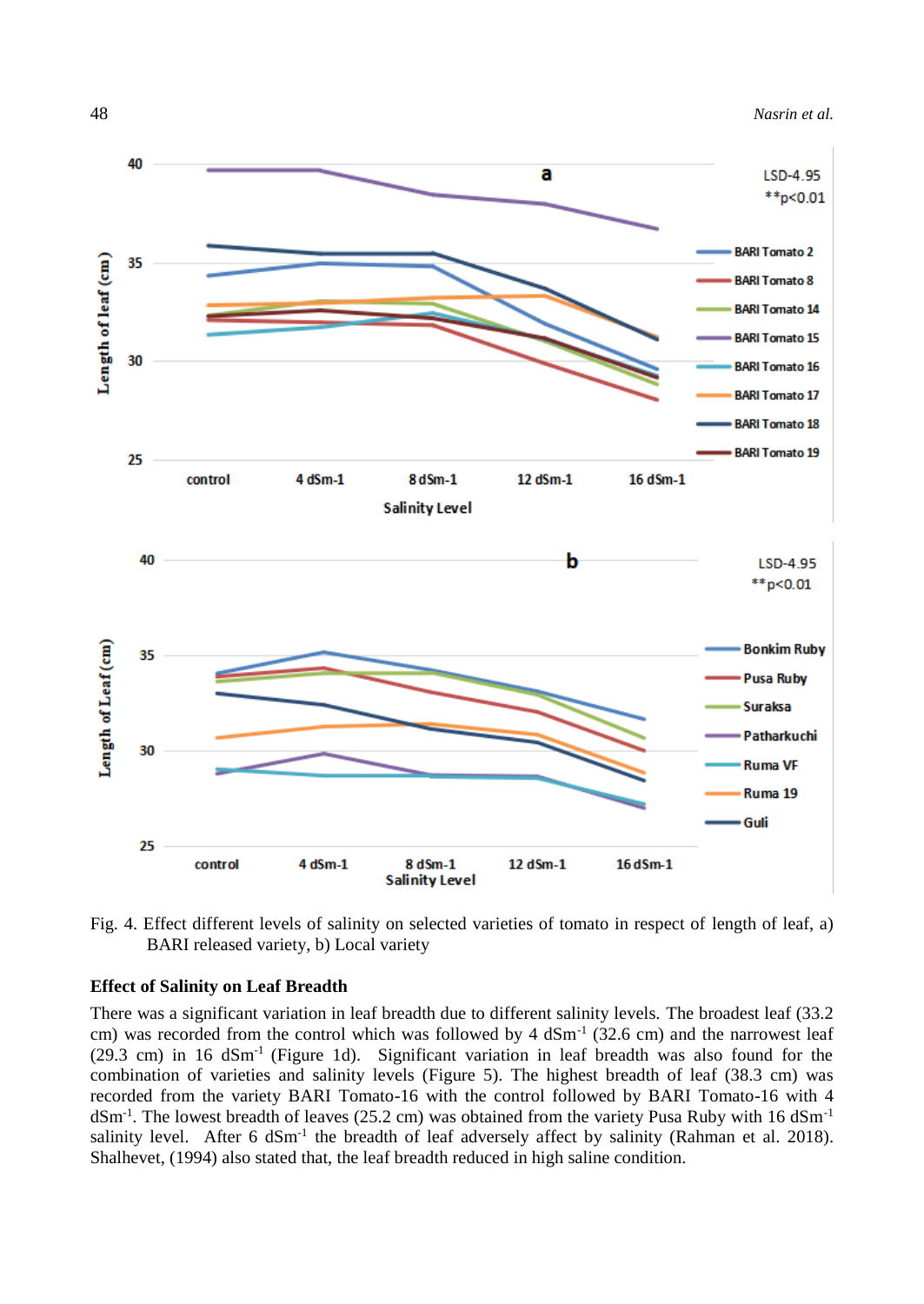40

a

LSD-4.95
**p<0.01

35

30

25

Length of leaf (cm)

control 4 dSm-1 8 dSm-1 12 dSm-1 16 dSm-1

Salinity Level

BARI Tomato 2
BARI Tomato 8
BARI Tomato 14
BARI Tomato 15
BARI Tomato 16
BARI Tomato 17
BARI Tomato 18
BARI Tomato 19

40

b

LSD-4.95
**p<0.01

35

30

25

Length of Leaf (cm)

control 4 dSm-1 8 dSm-1 12 dSm-1 16 dSm-1

Salinity Level

Bonkim Ruby
Pusa Ruby
Suraksa
Patharkuchi
Ruma VF
Ruma 19
Guli

Fig. 4. Effect different levels of salinity on selected varieties of tomato in respect of length of leaf, a) BARI released variety, b) Local variety

## Effect of Salinity on Leaf Breadth

There was a significant variation in leaf breadth due to different salinity levels. The broadest leaf (33.2 cm) was recorded from the control which was followed by 4 $dSm^{-1}$ (32.6 cm) and the narrowest leaf (29.3 cm) in 16 $dSm^{-1}$ (Figure 1d). Significant variation in leaf breadth was also found for the combination of varieties and salinity levels (Figure 5). The highest breadth of leaf (38.3 cm) was recorded from the variety BARI Tomato-16 with the control followed by BARI Tomato-16 with 4 $dSm^{-1}$. The lowest breadth of leaves (25.2 cm) was obtained from the variety Pusa Ruby with 16 $dSm^{-1}$ salinity level. After 6 $dSm^{-1}$ the breadth of leaf adversely affect by salinity (Rahman et al. 2018). Shalhevet, (1994) also stated that, the leaf breadth reduced in high saline condition.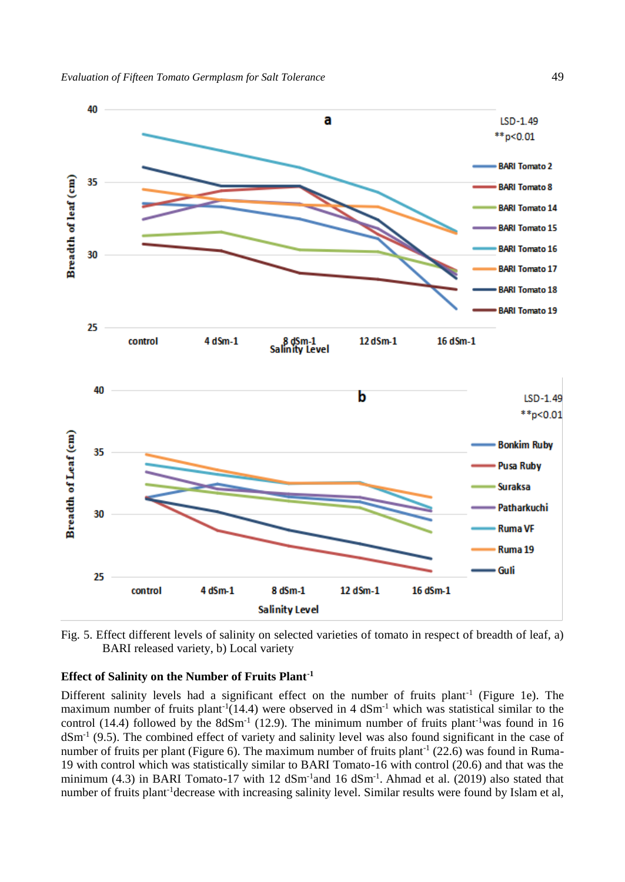a

LSD-1.49
**p<0.01

Breadth of leaf (cm)

40
35
30
25

control
4 dSm-1
8 dSm-1
12 dSm-1
16 dSm-1

Salinity Level

BARI Tomato 2
BARI Tomato 8
BARI Tomato 14
BARI Tomato 15
BARI Tomato 16
BARI Tomato 17
BARI Tomato 18
BARI Tomato 19

b

LSD-1.49
**p<0.01

Breadth of Leaf (cm)

40
35
30
25

control
4 dSm-1
8 dSm-1
12 dSm-1
16 dSm-1

Salinity Level

Bonkim Ruby
Pusa Ruby
Suraksa
Patharkuchi
Ruma VF
Ruma 19
Guli

Fig. 5. Effect different levels of salinity on selected varieties of tomato in respect of breadth of leaf, a) BARI released variety, b) Local variety

**Effect of Salinity on the Number of Fruits Plant$^{-1}$**

Different salinity levels had a significant effect on the number of fruits plant$^{-1}$ (Figure 1e). The maximum number of fruits plant$^{-1}$(14.4) were observed in 4 dSm$^{-1}$ which was statistical similar to the control (14.4) followed by the 8dSm$^{-1}$ (12.9). The minimum number of fruits plant$^{-1}$was found in 16 dSm$^{-1}$ (9.5). The combined effect of variety and salinity level was also found significant in the case of number of fruits per plant (Figure 6). The maximum number of fruits plant$^{-1}$ (22.6) was found in Ruma-19 with control which was statistically similar to BARI Tomato-16 with control (20.6) and that was the minimum (4.3) in BARI Tomato-17 with 12 dSm$^{-1}$and 16 dSm$^{-1}$. Ahmad et al. (2019) also stated that number of fruits plant$^{-1}$decrease with increasing salinity level. Similar results were found by Islam et al,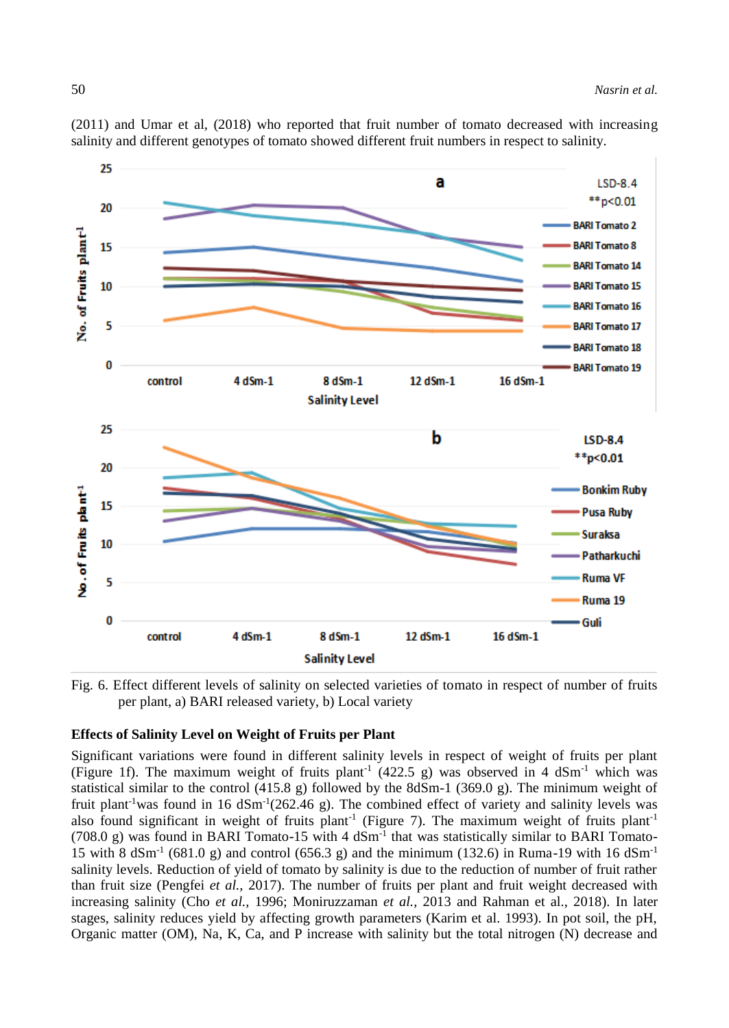(2011) and Umar et al, (2018) who reported that fruit number of tomato decreased with increasing salinity and different genotypes of tomato showed different fruit numbers in respect to salinity.

a

LSD-8.4
**p<0.01

No. of Fruits plant-1

25
20
15
10
5
0

control
4 dSm-1
8 dSm-1
12 dSm-1
16 dSm-1

Salinity Level

BARI Tomato 2
BARI Tomato 8
BARI Tomato 14
BARI Tomato 15
BARI Tomato 16
BARI Tomato 17
BARI Tomato 18
BARI Tomato 19

b

LSD-8.4
**p<0.01

No. of Fruits plant-1

25
20
15
10
5
0

control
4 dSm-1
8 dSm-1
12 dSm-1
16 dSm-1

Salinity Level

Bonkim Ruby
Pusa Ruby
Suraksa
Patharkuchi
Ruma VF
Ruma 19
Guli

Fig. 6. Effect different levels of salinity on selected varieties of tomato in respect of number of fruits per plant, a) BARI released variety, b) Local variety

### Effects of Salinity Level on Weight of Fruits per Plant

Significant variations were found in different salinity levels in respect of weight of fruits per plant (Figure 1f). The maximum weight of fruits plant$^{-1}$ (422.5 g) was observed in 4 dSm$^{-1}$ which was statistical similar to the control (415.8 g) followed by the 8dSm-1 (369.0 g). The minimum weight of fruit plant$^{-1}$was found in 16 dSm$^{-1}$(262.46 g). The combined effect of variety and salinity levels was also found significant in weight of fruits plant$^{-1}$ (Figure 7). The maximum weight of fruits plant$^{-1}$ (708.0 g) was found in BARI Tomato-15 with 4 dSm$^{-1}$ that was statistically similar to BARI Tomato-15 with 8 dSm$^{-1}$ (681.0 g) and control (656.3 g) and the minimum (132.6) in Ruma-19 with 16 dSm$^{-1}$ salinity levels. Reduction of yield of tomato by salinity is due to the reduction of number of fruit rather than fruit size (Pengfei *et al.,* 2017). The number of fruits per plant and fruit weight decreased with increasing salinity (Cho *et al.,* 1996; Moniruzzaman *et al.*, 2013 and Rahman et al., 2018). In later stages, salinity reduces yield by affecting growth parameters (Karim et al. 1993). In pot soil, the pH, Organic matter (OM), Na, K, Ca, and P increase with salinity but the total nitrogen (N) decrease and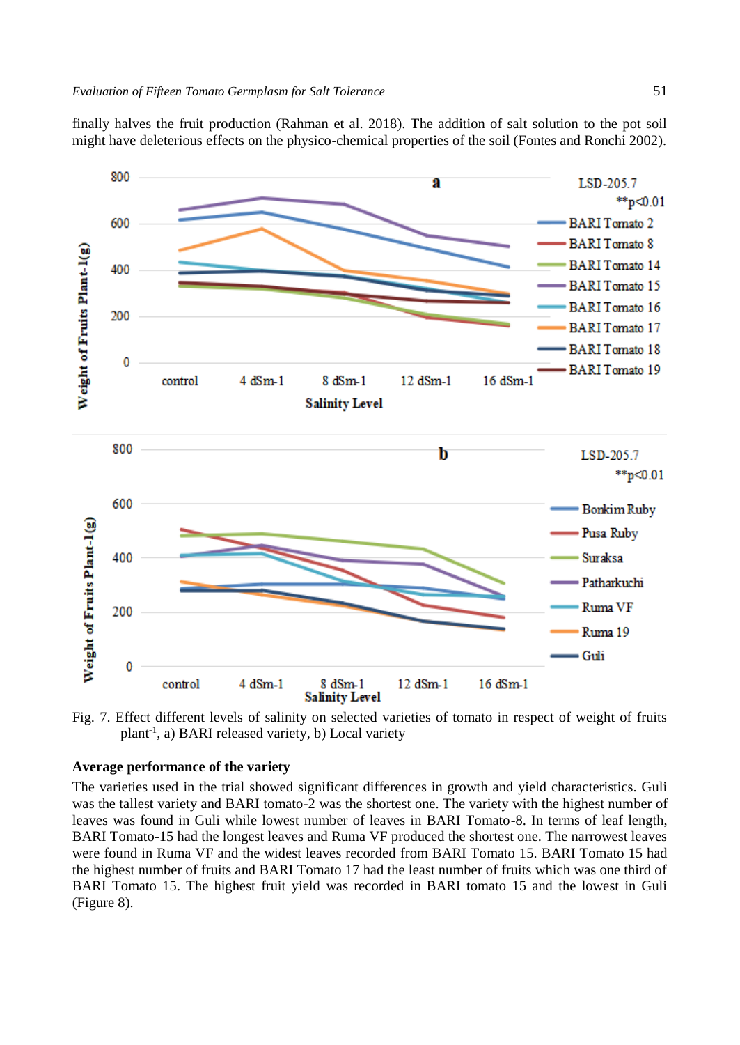finally halves the fruit production (Rahman et al. 2018). The addition of salt solution to the pot soil might have deleterious effects on the physico-chemical properties of the soil (Fontes and Ronchi 2002).

a

Weight of Fruits Plant-1(g)

800
600
400
200
0

control
4 dSm-1
8 dSm-1
12 dSm-1
16 dSm-1

Salinity Level

LSD-205.7
**p<0.01

BARI Tomato 2
BARI Tomato 8
BARI Tomato 14
BARI Tomato 15
BARI Tomato 16
BARI Tomato 17
BARI Tomato 18
BARI Tomato 19

b

Weight of Fruits Plant-1(g)

800
600
400
200
0

control
4 dSm-1
8 dSm-1
12 dSm-1
16 dSm-1

Salinity Level

LSD-205.7
**p<0.01

Bonkim Ruby
Pusa Ruby
Suraksa
Patharkuchi
Ruma VF
Ruma 19
Guli

Fig. 7. Effect different levels of salinity on selected varieties of tomato in respect of weight of fruits plant$^{-1}$, a) BARI released variety, b) Local variety

**Average performance of the variety**

The varieties used in the trial showed significant differences in growth and yield characteristics. Guli was the tallest variety and BARI tomato-2 was the shortest one. The variety with the highest number of leaves was found in Guli while lowest number of leaves in BARI Tomato-8. In terms of leaf length, BARI Tomato-15 had the longest leaves and Ruma VF produced the shortest one. The narrowest leaves were found in Ruma VF and the widest leaves recorded from BARI Tomato 15. BARI Tomato 15 had the highest number of fruits and BARI Tomato 17 had the least number of fruits which was one third of BARI Tomato 15. The highest fruit yield was recorded in BARI tomato 15 and the lowest in Guli (Figure 8).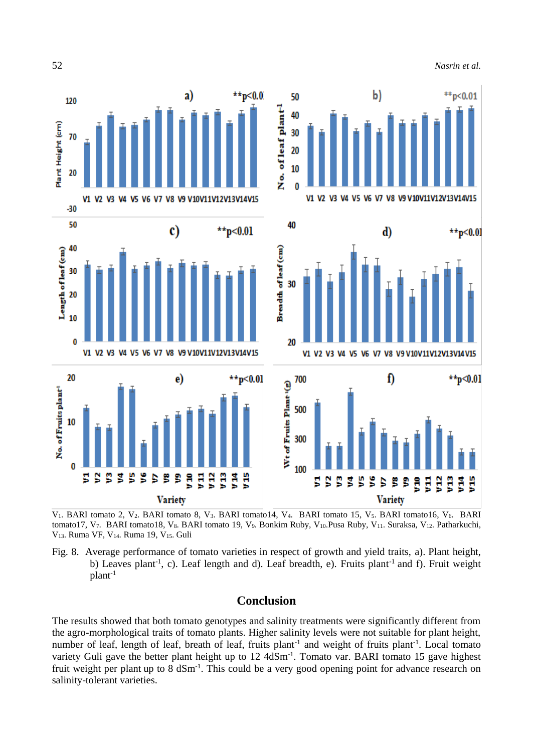a) **p<0.01

Plant Height (cm)

120

70

20

-30

V1 V2 V3 V4 V5 V6 V7 V8 V9 V10 V11 V12 V13 V14 V15

b) **p<0.01

No. of leaf plant$^{-1}$

50 40 30 20 10 0

V1 V2 V3 V4 V5 V6 V7 V8 V9 V10 V11 V12 V13 V14 V15

c) **p<0.01

Length of leaf (cm)

50 40 30 20 10 0

V1 V2 V3 V4 V5 V6 V7 V8 V9 V10 V11 V12 V13 V14 V15

d) **p<0.01

Breadth of leaf (cm)

40 30 20

V1 V2 V3 V4 V5 V6 V7 V8 V9 V10 V11 V12 V13 V14 V15

e) **p<0.01

No. of Fruits plant$^{-1}$

20 10 0

V1 V2 V3 V4 V5 V6 V7 V8 V9 V10 V11 V12 V13 V14 V15

Variety

f) **p<0.01

Wt of Fruits Plant$^{-1}$(g)

700 500 300 100

V1 V2 V3 V4 V5 V6 V7 V8 V9 V10 V11 V12 V13 V14 V15

Variety

$V_1$. BARI tomato 2, $V_2$. BARI tomato 8, $V_3$. BARI tomato14, $V_4$. BARI tomato 15, $V_5$. BARI tomato16, $V_6$. BARI tomato17, $V_7$. BARI tomato18, $V_8$. BARI tomato 19, $V_9$. Bonkim Ruby, $V_{10}$.Pusa Ruby, $V_{11}$. Suraksa, $V_{12}$. Patharkuchi, $V_{13}$. Ruma VF, $V_{14}$. Ruma 19, $V_{15}$. Guli

Fig. 8. Average performance of tomato varieties in respect of growth and yield traits, a). Plant height, b) Leaves plant$^{-1}$, c). Leaf length and d). Leaf breadth, e). Fruits plant$^{-1}$ and f). Fruit weight plant$^{-1}$

## Conclusion

The results showed that both tomato genotypes and salinity treatments were significantly different from the agro-morphological traits of tomato plants. Higher salinity levels were not suitable for plant height, number of leaf, length of leaf, breath of leaf, fruits plant$^{-1}$ and weight of fruits plant$^{-1}$. Local tomato variety Guli gave the better plant height up to 12 4dSm$^{-1}$. Tomato var. BARI tomato 15 gave highest fruit weight per plant up to 8 dSm$^{-1}$. This could be a very good opening point for advance research on salinity-tolerant varieties.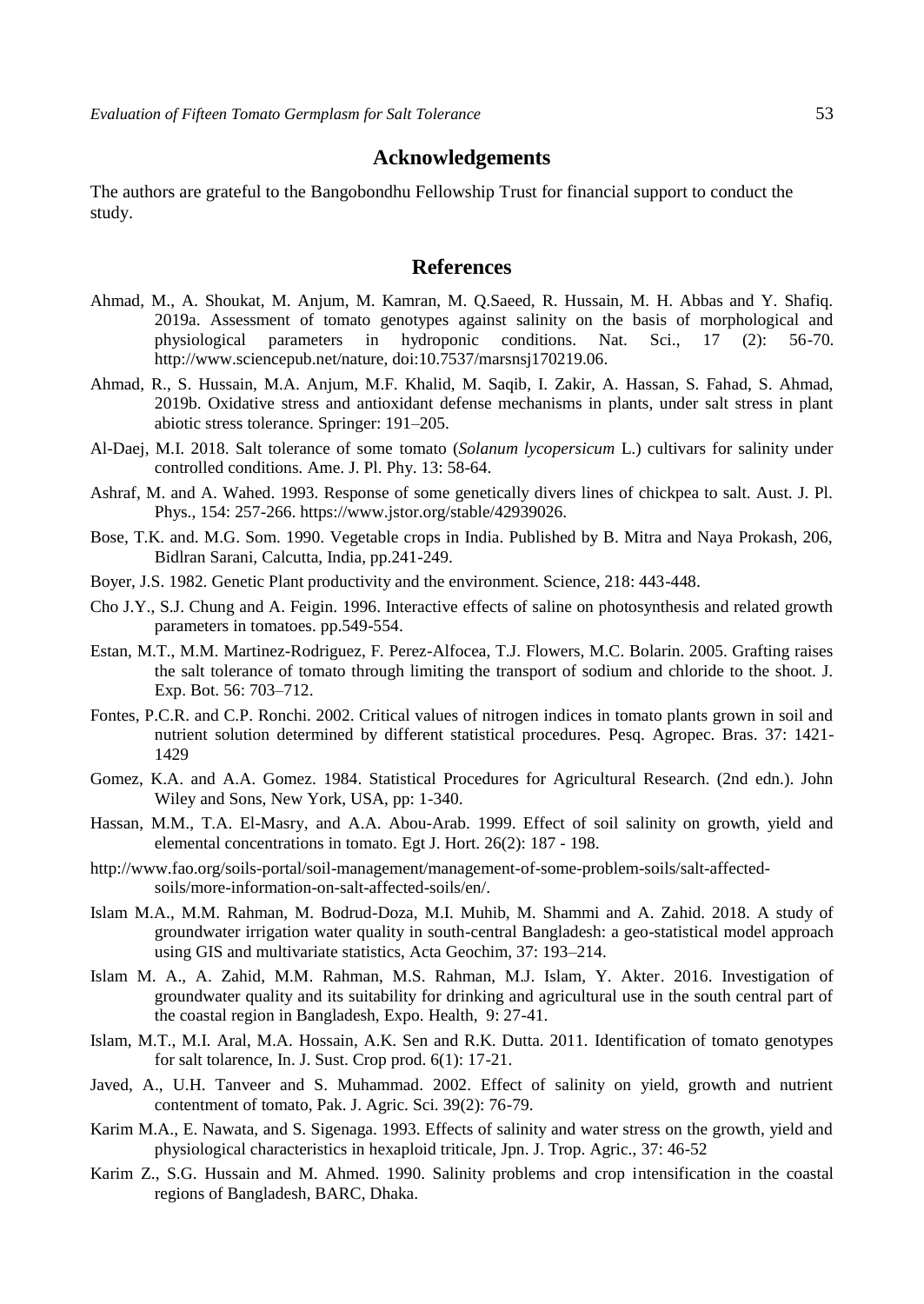## Acknowledgements

The authors are grateful to the Bangobondhu Fellowship Trust for financial support to conduct the study.

## References

Ahmad, M., A. Shoukat, M. Anjum, M. Kamran, M. Q.Saeed, R. Hussain, M. H. Abbas and Y. Shafiq. 2019a. Assessment of tomato genotypes against salinity on the basis of morphological and physiological parameters in hydroponic conditions. Nat. Sci., 17 (2): 56-70. http://www.sciencepub.net/nature, doi:10.7537/marsnsj170219.06.

Ahmad, R., S. Hussain, M.A. Anjum, M.F. Khalid, M. Saqib, I. Zakir, A. Hassan, S. Fahad, S. Ahmad, 2019b. Oxidative stress and antioxidant defense mechanisms in plants, under salt stress in plant abiotic stress tolerance. Springer: 191–205.

Al-Daej, M.I. 2018. Salt tolerance of some tomato (*Solanum lycopersicum* L.) cultivars for salinity under controlled conditions. Ame. J. Pl. Phy. 13: 58-64.

Ashraf, M. and A. Wahed. 1993. Response of some genetically divers lines of chickpea to salt. Aust. J. Pl. Phys., 154: 257-266. https://www.jstor.org/stable/42939026.

Bose, T.K. and. M.G. Som. 1990. Vegetable crops in India. Published by B. Mitra and Naya Prokash, 206, Bidlran Sarani, Calcutta, India, pp.241-249.

Boyer, J.S. 1982. Genetic Plant productivity and the environment. Science, 218: 443-448.

Cho J.Y., S.J. Chung and A. Feigin. 1996. Interactive effects of saline on photosynthesis and related growth parameters in tomatoes. pp.549-554.

Estan, M.T., M.M. Martinez-Rodriguez, F. Perez-Alfocea, T.J. Flowers, M.C. Bolarin. 2005. Grafting raises the salt tolerance of tomato through limiting the transport of sodium and chloride to the shoot. J. Exp. Bot. 56: 703–712.

Fontes, P.C.R. and C.P. Ronchi. 2002. Critical values of nitrogen indices in tomato plants grown in soil and nutrient solution determined by different statistical procedures. Pesq. Agropec. Bras. 37: 1421-1429

Gomez, K.A. and A.A. Gomez. 1984. Statistical Procedures for Agricultural Research. (2nd edn.). John Wiley and Sons, New York, USA, pp: 1-340.

Hassan, M.M., T.A. El-Masry, and A.A. Abou-Arab. 1999. Effect of soil salinity on growth, yield and elemental concentrations in tomato. Egt J. Hort. 26(2): 187 - 198.

http://www.fao.org/soils-portal/soil-management/management-of-some-problem-soils/salt-affected-soils/more-information-on-salt-affected-soils/en/.

Islam M.A., M.M. Rahman, M. Bodrud-Doza, M.I. Muhib, M. Shammi and A. Zahid. 2018. A study of groundwater irrigation water quality in south-central Bangladesh: a geo-statistical model approach using GIS and multivariate statistics, Acta Geochim, 37: 193–214.

Islam M. A., A. Zahid, M.M. Rahman, M.S. Rahman, M.J. Islam, Y. Akter. 2016. Investigation of groundwater quality and its suitability for drinking and agricultural use in the south central part of the coastal region in Bangladesh, Expo. Health, 9: 27-41.

Islam, M.T., M.I. Aral, M.A. Hossain, A.K. Sen and R.K. Dutta. 2011. Identification of tomato genotypes for salt tolarence, In. J. Sust. Crop prod. 6(1): 17-21.

Javed, A., U.H. Tanveer and S. Muhammad. 2002. Effect of salinity on yield, growth and nutrient contentment of tomato, Pak. J. Agric. Sci. 39(2): 76-79.

Karim M.A., E. Nawata, and S. Sigenaga. 1993. Effects of salinity and water stress on the growth, yield and physiological characteristics in hexaploid triticale, Jpn. J. Trop. Agric., 37: 46-52

Karim Z., S.G. Hussain and M. Ahmed. 1990. Salinity problems and crop intensification in the coastal regions of Bangladesh, BARC, Dhaka.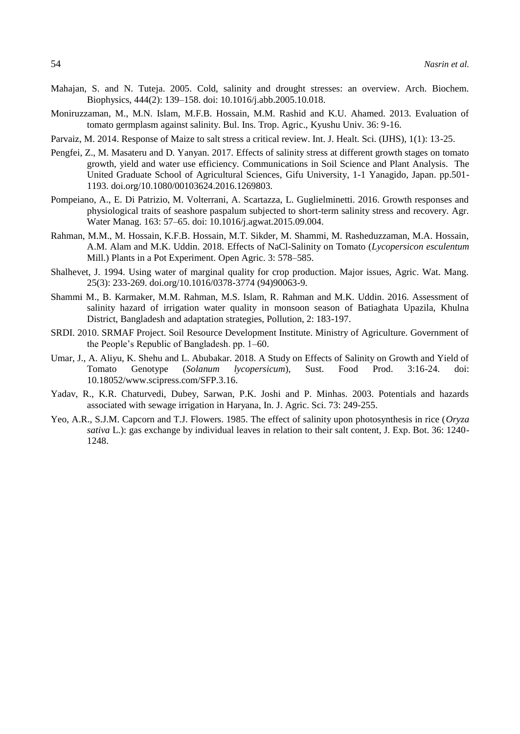Mahajan, S. and N. Tuteja. 2005. Cold, salinity and drought stresses: an overview. Arch. Biochem. Biophysics, 444(2): 139–158. doi: 10.1016/j.abb.2005.10.018.

Moniruzzaman, M., M.N. Islam, M.F.B. Hossain, M.M. Rashid and K.U. Ahamed. 2013. Evaluation of tomato germplasm against salinity. Bul. Ins. Trop. Agric., Kyushu Univ. 36: 9-16.

Parvaiz, M. 2014. Response of Maize to salt stress a critical review. Int. J. Healt. Sci. (IJHS), 1(1): 13-25.

Pengfei, Z., M. Masateru and D. Yanyan. 2017. Effects of salinity stress at different growth stages on tomato growth, yield and water use efficiency. Communications in Soil Science and Plant Analysis. The United Graduate School of Agricultural Sciences, Gifu University, 1-1 Yanagido, Japan. pp.501-1193. doi.org/10.1080/00103624.2016.1269803.

Pompeiano, A., E. Di Patrizio, M. Volterrani, A. Scartazza, L. Guglielminetti. 2016. Growth responses and physiological traits of seashore paspalum subjected to short-term salinity stress and recovery. Agr. Water Manag. 163: 57–65. doi: 10.1016/j.agwat.2015.09.004.

Rahman, M.M., M. Hossain, K.F.B. Hossain, M.T. Sikder, M. Shammi, M. Rasheduzzaman, M.A. Hossain, A.M. Alam and M.K. Uddin. 2018. Effects of NaCl-Salinity on Tomato (*Lycopersicon esculentum* Mill.) Plants in a Pot Experiment. Open Agric. 3: 578–585.

Shalhevet, J. 1994. Using water of marginal quality for crop production. Major issues, Agric. Wat. Mang. 25(3): 233-269. doi.org/10.1016/0378-3774 (94)90063-9.

Shammi M., B. Karmaker, M.M. Rahman, M.S. Islam, R. Rahman and M.K. Uddin. 2016. Assessment of salinity hazard of irrigation water quality in monsoon season of Batiaghata Upazila, Khulna District, Bangladesh and adaptation strategies, Pollution, 2: 183-197.

SRDI. 2010. SRMAF Project. Soil Resource Development Institute. Ministry of Agriculture. Government of the People's Republic of Bangladesh. pp. 1–60.

Umar, J., A. Aliyu, K. Shehu and L. Abubakar. 2018. A Study on Effects of Salinity on Growth and Yield of Tomato Genotype (*Solanum lycopersicum*), Sust. Food Prod. 3:16-24. doi: 10.18052/www.scipress.com/SFP.3.16.

Yadav, R., K.R. Chaturvedi, Dubey, Sarwan, P.K. Joshi and P. Minhas. 2003. Potentials and hazards associated with sewage irrigation in Haryana, In. J. Agric. Sci. 73: 249-255.

Yeo, A.R., S.J.M. Capcorn and T.J. Flowers. 1985. The effect of salinity upon photosynthesis in rice (*Oryza sativa* L.): gas exchange by individual leaves in relation to their salt content, J. Exp. Bot. 36: 1240-1248.